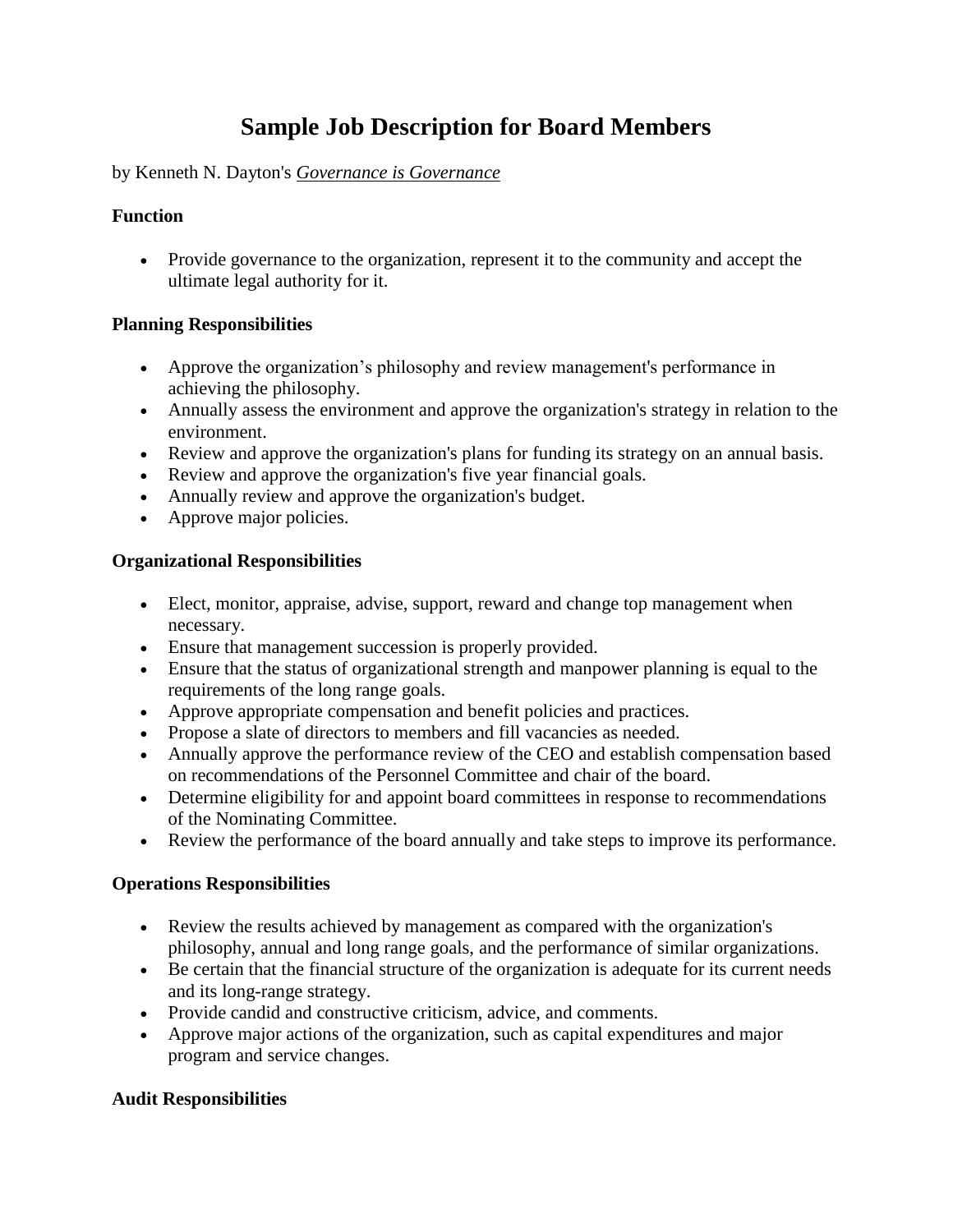# Sample Job Description for Board Members

by Kenneth N. Dayton's *Governance is Governance*

### Function

- Provide governance to the organization, represent it to the community and accept the ultimate legal authority for it.

### Planning Responsibilities

- Approve the organization's philosophy and review management's performance in achieving the philosophy.
- Annually assess the environment and approve the organization's strategy in relation to the environment.
- Review and approve the organization's plans for funding its strategy on an annual basis.
- Review and approve the organization's five year financial goals.
- Annually review and approve the organization's budget.
- Approve major policies.

### Organizational Responsibilities

- Elect, monitor, appraise, advise, support, reward and change top management when necessary.
- Ensure that management succession is properly provided.
- Ensure that the status of organizational strength and manpower planning is equal to the requirements of the long range goals.
- Approve appropriate compensation and benefit policies and practices.
- Propose a slate of directors to members and fill vacancies as needed.
- Annually approve the performance review of the CEO and establish compensation based on recommendations of the Personnel Committee and chair of the board.
- Determine eligibility for and appoint board committees in response to recommendations of the Nominating Committee.
- Review the performance of the board annually and take steps to improve its performance.

### Operations Responsibilities

- Review the results achieved by management as compared with the organization's philosophy, annual and long range goals, and the performance of similar organizations.
- Be certain that the financial structure of the organization is adequate for its current needs and its long-range strategy.
- Provide candid and constructive criticism, advice, and comments.
- Approve major actions of the organization, such as capital expenditures and major program and service changes.

### Audit Responsibilities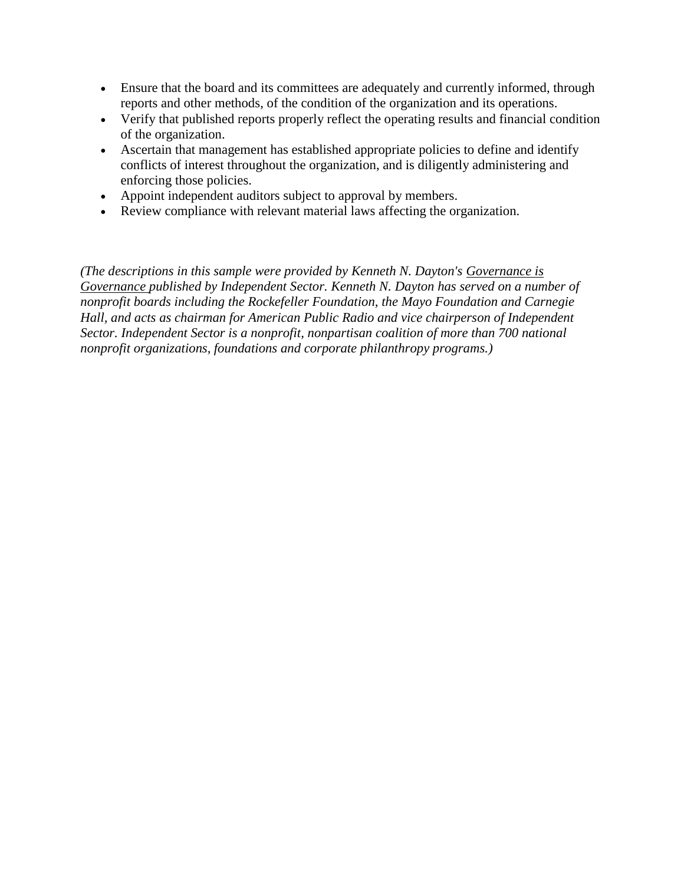- Ensure that the board and its committees are adequately and currently informed, through reports and other methods, of the condition of the organization and its operations.
- Verify that published reports properly reflect the operating results and financial condition of the organization.
- Ascertain that management has established appropriate policies to define and identify conflicts of interest throughout the organization, and is diligently administering and enforcing those policies.
- Appoint independent auditors subject to approval by members.
- Review compliance with relevant material laws affecting the organization.

*(The descriptions in this sample were provided by Kenneth N. Dayton's Governance is Governance published by Independent Sector. Kenneth N. Dayton has served on a number of nonprofit boards including the Rockefeller Foundation, the Mayo Foundation and Carnegie Hall, and acts as chairman for American Public Radio and vice chairperson of Independent Sector. Independent Sector is a nonprofit, nonpartisan coalition of more than 700 national nonprofit organizations, foundations and corporate philanthropy programs.)*